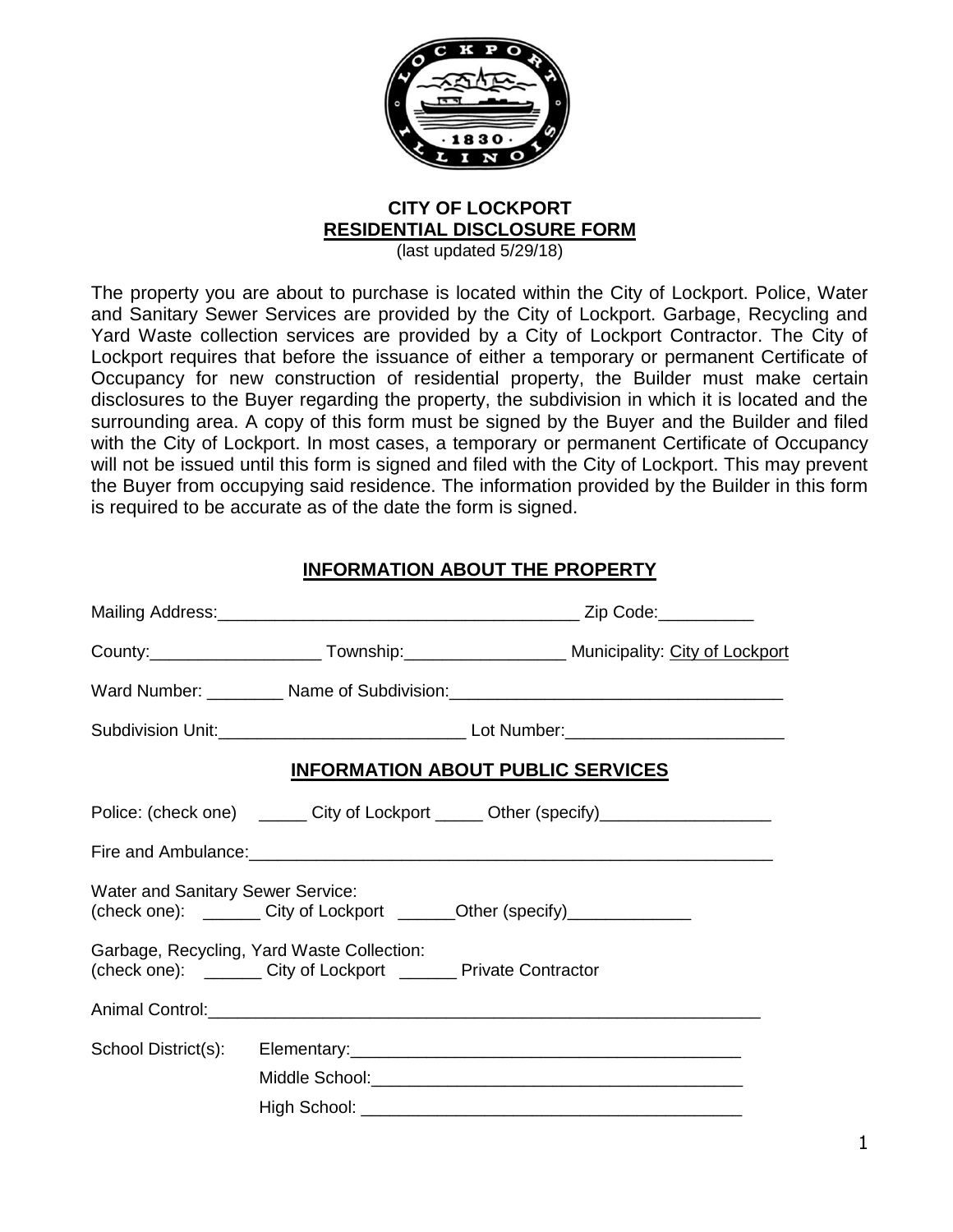**CITY OF LOCKPORT**
**RESIDENTIAL DISCLOSURE FORM**
(last updated 5/29/18)

The property you are about to purchase is located within the City of Lockport. Police, Water and Sanitary Sewer Services are provided by the City of Lockport. Garbage, Recycling and Yard Waste collection services are provided by a City of Lockport Contractor. The City of Lockport requires that before the issuance of either a temporary or permanent Certificate of Occupancy for new construction of residential property, the Builder must make certain disclosures to the Buyer regarding the property, the subdivision in which it is located and the surrounding area. A copy of this form must be signed by the Buyer and the Builder and filed with the City of Lockport. In most cases, a temporary or permanent Certificate of Occupancy will not be issued until this form is signed and filed with the City of Lockport. This may prevent the Buyer from occupying said residence. The information provided by the Builder in this form is required to be accurate as of the date the form is signed.

## INFORMATION ABOUT THE PROPERTY

Mailing Address:_______________________________________ Zip Code:__________

County:__________________ Township:_________________ Municipality: City of Lockport

Ward Number: ________ Name of Subdivision:__________________________________

Subdivision Unit:__________________________ Lot Number:_______________________

## INFORMATION ABOUT PUBLIC SERVICES

Police: (check one) _____ City of Lockport _____ Other (specify)__________________

Fire and Ambulance:________________________________________________________

Water and Sanitary Sewer Service:
(check one): ______ City of Lockport ______Other (specify)_____________

Garbage, Recycling, Yard Waste Collection:
(check one): ______ City of Lockport ______ Private Contractor

Animal Control:_____________________________________________________________

School District(s): Elementary:_________________________________________

Middle School:_______________________________________

High School: ________________________________________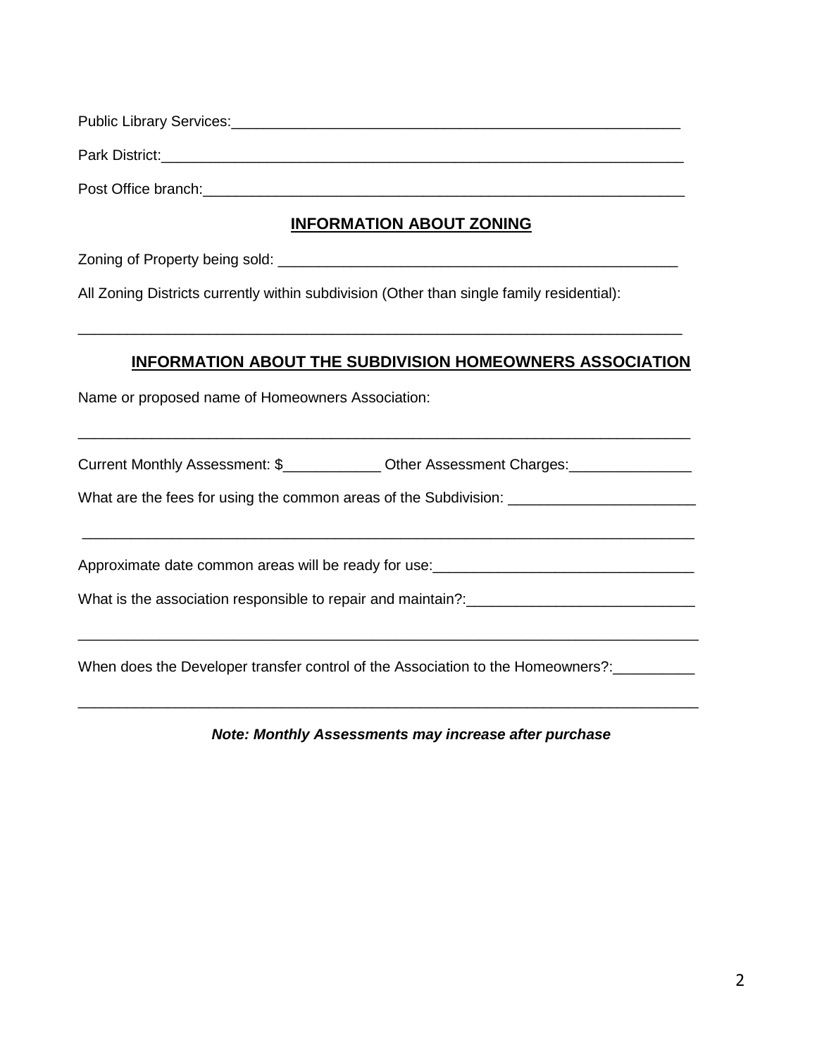Public Library Services:_______________________________________________________

Park District:____________________________________________________________

Post Office branch:________________________________________________________

## INFORMATION ABOUT ZONING

Zoning of Property being sold: ______________________________________________

All Zoning Districts currently within subdivision (Other than single family residential):

______________________________________________________________________

## INFORMATION ABOUT THE SUBDIVISION HOMEOWNERS ASSOCIATION

Name or proposed name of Homeowners Association:

______________________________________________________________________

Current Monthly Assessment: $____________ Other Assessment Charges:_______________

What are the fees for using the common areas of the Subdivision: _______________________

______________________________________________________________________

Approximate date common areas will be ready for use:________________________________

What is the association responsible to repair and maintain?:____________________________

______________________________________________________________________

When does the Developer transfer control of the Association to the Homeowners?:__________

______________________________________________________________________

***Note: Monthly Assessments may increase after purchase***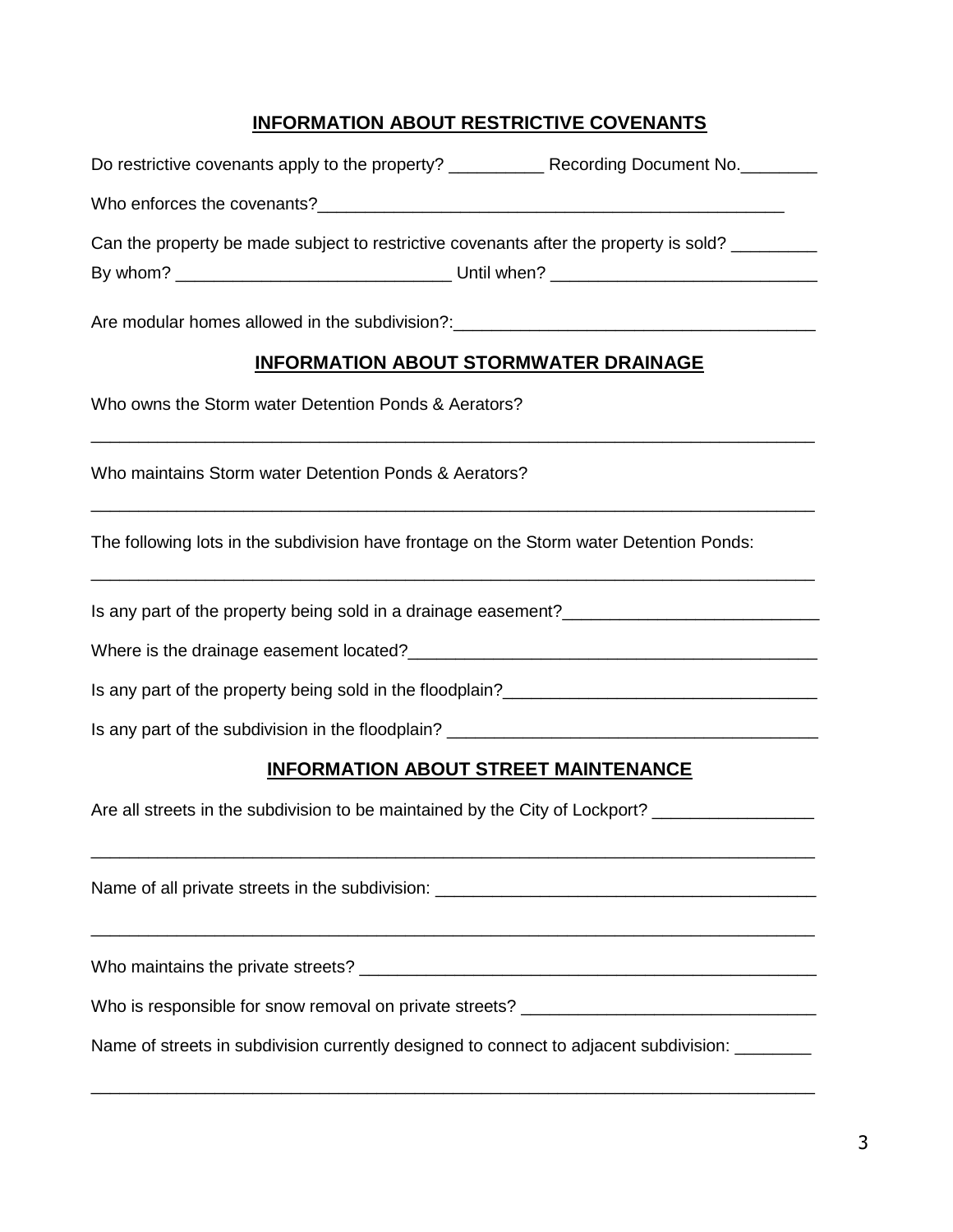## INFORMATION ABOUT RESTRICTIVE COVENANTS

Do restrictive covenants apply to the property? __________ Recording Document No.________

Who enforces the covenants?___________________________________________________

Can the property be made subject to restrictive covenants after the property is sold? _________

By whom? _____________________________ Until when? ___________________________

Are modular homes allowed in the subdivision?:_____________________________________

## INFORMATION ABOUT STORMWATER DRAINAGE

Who owns the Storm water Detention Ponds & Aerators?

_____________________________________________________________________________

Who maintains Storm water Detention Ponds & Aerators?

_____________________________________________________________________________

The following lots in the subdivision have frontage on the Storm water Detention Ponds:

_____________________________________________________________________________

Is any part of the property being sold in a drainage easement?__________________________

Where is the drainage easement located?__________________________________________

Is any part of the property being sold in the floodplain?________________________________

Is any part of the subdivision in the floodplain? _____________________________________

## INFORMATION ABOUT STREET MAINTENANCE

Are all streets in the subdivision to be maintained by the City of Lockport? ________________

_____________________________________________________________________________

Name of all private streets in the subdivision: _______________________________________

_____________________________________________________________________________

Who maintains the private streets? _______________________________________________

Who is responsible for snow removal on private streets? ______________________________

Name of streets in subdivision currently designed to connect to adjacent subdivision: ________

_____________________________________________________________________________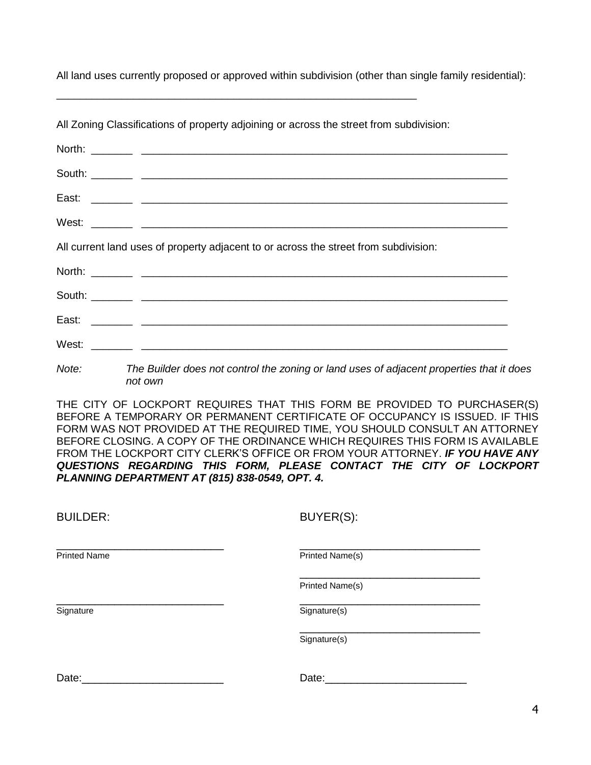All land uses currently proposed or approved within subdivision (other than single family residential):

_____________________________________________________________

All Zoning Classifications of property adjoining or across the street from subdivision:

North: _______ _______________________________________________________________

South: _______ _______________________________________________________________

East: _______ _______________________________________________________________

West: _______ _______________________________________________________________

All current land uses of property adjacent to or across the street from subdivision:

North: _______ _______________________________________________________________

South: _______ _______________________________________________________________

East: _______ _______________________________________________________________

West: _______ _______________________________________________________________

*Note: The Builder does not control the zoning or land uses of adjacent properties that it does not own*

THE CITY OF LOCKPORT REQUIRES THAT THIS FORM BE PROVIDED TO PURCHASER(S) BEFORE A TEMPORARY OR PERMANENT CERTIFICATE OF OCCUPANCY IS ISSUED. IF THIS FORM WAS NOT PROVIDED AT THE REQUIRED TIME, YOU SHOULD CONSULT AN ATTORNEY BEFORE CLOSING. A COPY OF THE ORDINANCE WHICH REQUIRES THIS FORM IS AVAILABLE FROM THE LOCKPORT CITY CLERK'S OFFICE OR FROM YOUR ATTORNEY. ***IF YOU HAVE ANY QUESTIONS REGARDING THIS FORM, PLEASE CONTACT THE CITY OF LOCKPORT PLANNING DEPARTMENT AT (815) 838-0549, OPT. 4.***

BUILDER:

_____________________________
Printed Name

_____________________________
Signature

Date:________________________

BUYER(S):

_______________________________
Printed Name(s)

_______________________________
Printed Name(s)

_______________________________
Signature(s)

_______________________________
Signature(s)

Date:________________________